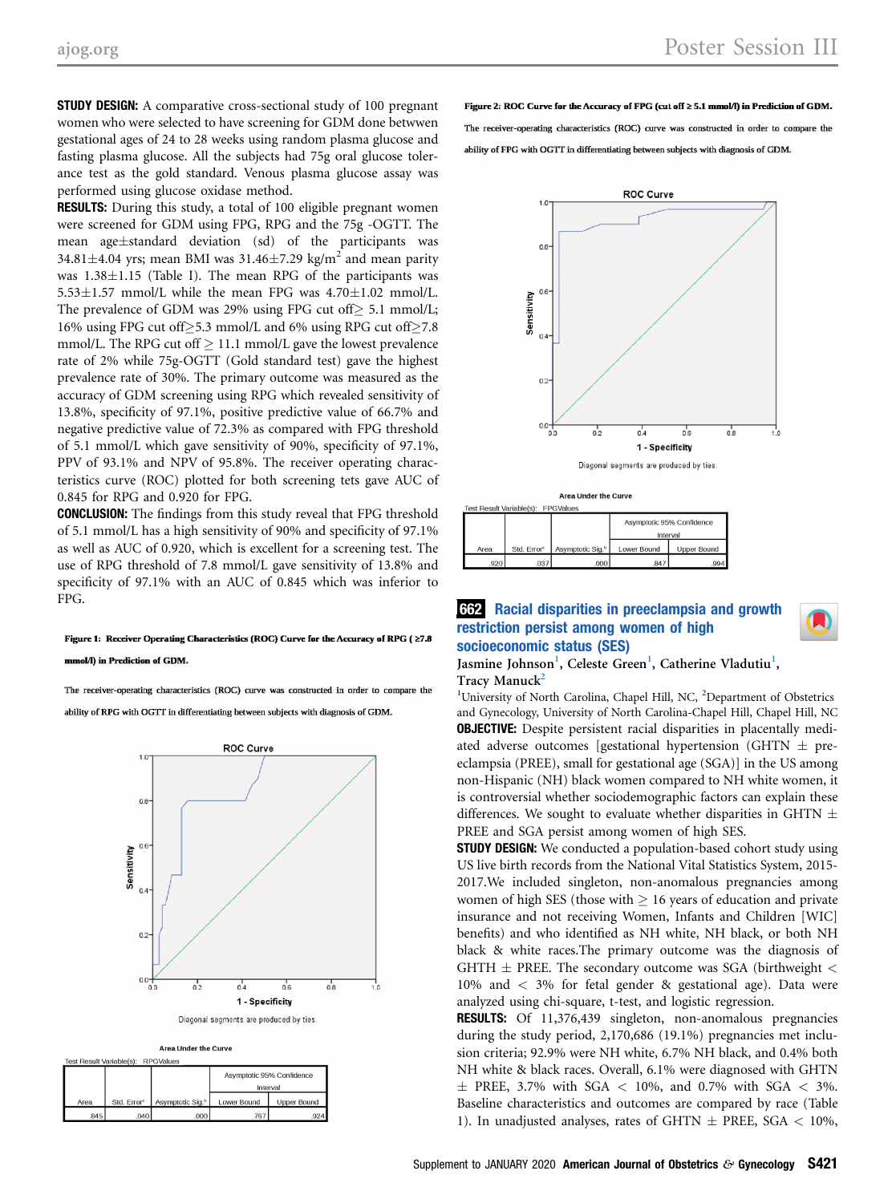**STUDY DESIGN:** A comparative cross-sectional study of 100 pregnant women who were selected to have screening for GDM done betwwen gestational ages of 24 to 28 weeks using random plasma glucose and fasting plasma glucose. All the subjects had 75g oral glucose tolerance test as the gold standard. Venous plasma glucose assay was performed using glucose oxidase method.

**RESULTS:** During this study, a total of 100 eligible pregnant women were screened for GDM using FPG, RPG and the 75g -OGTT. The mean age±standard deviation (sd) of the participants was 34.81±4.04 yrs; mean BMI was 31.46±7.29 kg/m$^2$ and mean parity was 1.38±1.15 (Table I). The mean RPG of the participants was 5.53±1.57 mmol/L while the mean FPG was 4.70±1.02 mmol/L. The prevalence of GDM was 29% using FPG cut off≥ 5.1 mmol/L; 16% using FPG cut off≥5.3 mmol/L and 6% using RPG cut off≥7.8 mmol/L. The RPG cut off ≥ 11.1 mmol/L gave the lowest prevalence rate of 2% while 75g-OGTT (Gold standard test) gave the highest prevalence rate of 30%. The primary outcome was measured as the accuracy of GDM screening using RPG which revealed sensitivity of 13.8%, specificity of 97.1%, positive predictive value of 66.7% and negative predictive value of 72.3% as compared with FPG threshold of 5.1 mmol/L which gave sensitivity of 90%, specificity of 97.1%, PPV of 93.1% and NPV of 95.8%. The receiver operating characteristics curve (ROC) plotted for both screening tets gave AUC of 0.845 for RPG and 0.920 for FPG.

**CONCLUSION:** The findings from this study reveal that FPG threshold of 5.1 mmol/L has a high sensitivity of 90% and specificity of 97.1% as well as AUC of 0.920, which is excellent for a screening test. The use of RPG threshold of 7.8 mmol/L gave sensitivity of 13.8% and specificity of 97.1% with an AUC of 0.845 which was inferior to FPG.

**Figure 1: Receiver Operating Characteristics (ROC) Curve for the Accuracy of RPG ( ≥7.8 mmol/l) in Prediction of GDM.**

The receiver-operating characteristics (ROC) curve was constructed in order to compare the ability of RPG with OGTT in differentiating between subjects with diagnosis of GDM.

Diagonal segments are produced by ties.

Area Under the Curve

Test Result Variable(s): RPGValues

| Area | Std. Error[a] | Asymptotic Sig.[b] | Asymptotic 95% Confidence Interval | |
|---|---|---|---|---|
| | | | Lower Bound | Upper Bound |
| .845 | .040 | .000 | .767 | .924 |

**Figure 2: ROC Curve for the Accuracy of FPG (cut off ≥ 5.1 mmol/l) in Prediction of GDM.**

The receiver-operating characteristics (ROC) curve was constructed in order to compare the ability of FPG with OGTT in differentiating between subjects with diagnosis of GDM.

Diagonal segments are produced by ties.

Area Under the Curve

Test Result Variable(s): FPGValues

| Area | Std. Error[a] | Asymptotic Sig.[b] | Asymptotic 95% Confidence Interval | |
|---|---|---|---|---|
| | | | Lower Bound | Upper Bound |
| .920 | .037 | .000 | .847 | .994 |

## 662 Racial disparities in preeclampsia and growth restriction persist among women of high socioeconomic status (SES)

Jasmine Johnson[1], Celeste Green[1], Catherine Vladutiu[1], Tracy Manuck[2]

[1]University of North Carolina, Chapel Hill, NC, [2]Department of Obstetrics and Gynecology, University of North Carolina-Chapel Hill, Chapel Hill, NC

**OBJECTIVE:** Despite persistent racial disparities in placentally mediated adverse outcomes [gestational hypertension (GHTN ± preeclampsia (PREE), small for gestational age (SGA)] in the US among non-Hispanic (NH) black women compared to NH white women, it is controversial whether sociodemographic factors can explain these differences. We sought to evaluate whether disparities in GHTN ± PREE and SGA persist among women of high SES.

**STUDY DESIGN:** We conducted a population-based cohort study using US live birth records from the National Vital Statistics System, 2015-2017.We included singleton, non-anomalous pregnancies among women of high SES (those with ≥ 16 years of education and private insurance and not receiving Women, Infants and Children [WIC] benefits) and who identified as NH white, NH black, or both NH black & white races.The primary outcome was the diagnosis of GHTH ± PREE. The secondary outcome was SGA (birthweight < 10% and < 3% for fetal gender & gestational age). Data were analyzed using chi-square, t-test, and logistic regression.

**RESULTS:** Of 11,376,439 singleton, non-anomalous pregnancies during the study period, 2,170,686 (19.1%) pregnancies met inclusion criteria; 92.9% were NH white, 6.7% NH black, and 0.4% both NH white & black races. Overall, 6.1% were diagnosed with GHTN ± PREE, 3.7% with SGA < 10%, and 0.7% with SGA < 3%. Baseline characteristics and outcomes are compared by race (Table 1). In unadjusted analyses, rates of GHTN ± PREE, SGA < 10%,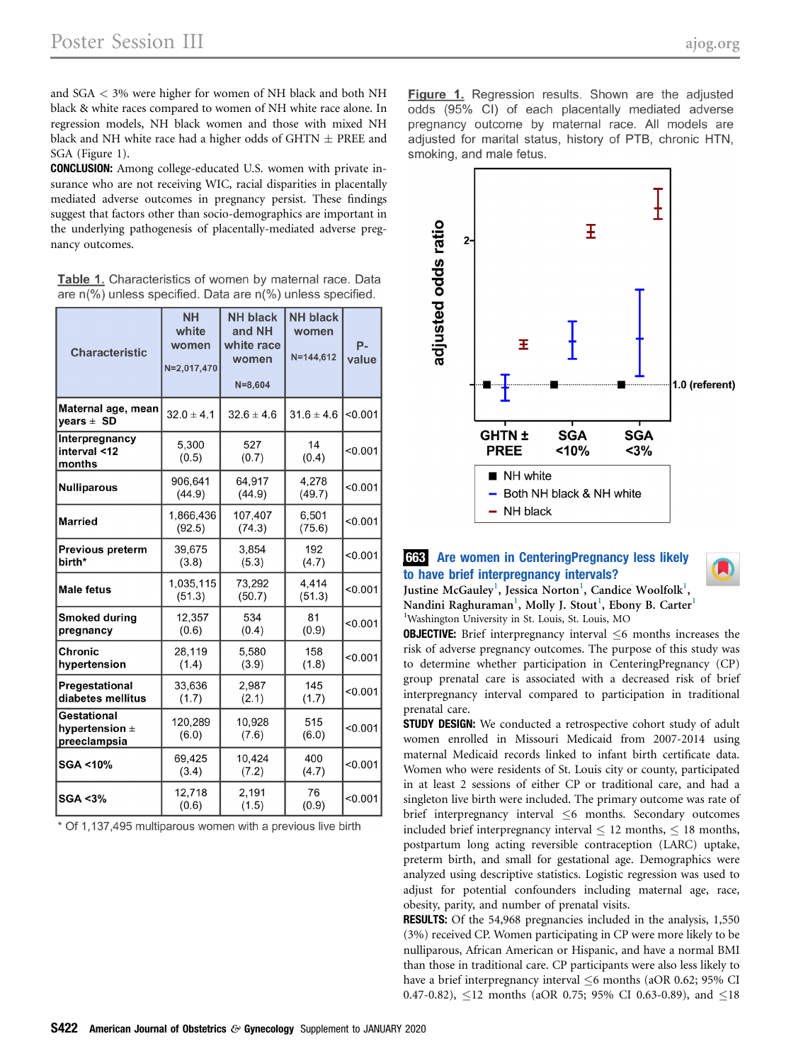and SGA < 3% were higher for women of NH black and both NH black & white races compared to women of NH white race alone. In regression models, NH black women and those with mixed NH black and NH white race had a higher odds of GHTN ± PREE and SGA (Figure 1).

**CONCLUSION:** Among college-educated U.S. women with private insurance who are not receiving WIC, racial disparities in placentally mediated adverse outcomes in pregnancy persist. These findings suggest that factors other than socio-demographics are important in the underlying pathogenesis of placentally-mediated adverse pregnancy outcomes.

Table 1. Characteristics of women by maternal race. Data are n(%) unless specified. Data are n(%) unless specified.

| Characteristic | NH white women N=2,017,470 | NH black and NH white race women N=8,604 | NH black women N=144,612 | P-value |
|---|---|---|---|---|
| Maternal age, mean years ± SD | 32.0 ± 4.1 | 32.6 ± 4.6 | 31.6 ± 4.6 | <0.001 |
| Interpregnancy interval <12 months | 5,300 (0.5) | 527 (0.7) | 14 (0.4) | <0.001 |
| Nulliparous | 906,641 (44.9) | 64,917 (44.9) | 4,278 (49.7) | <0.001 |
| Married | 1,866,436 (92.5) | 107,407 (74.3) | 6,501 (75.6) | <0.001 |
| Previous preterm birth* | 39,675 (3.8) | 3,854 (5.3) | 192 (4.7) | <0.001 |
| Male fetus | 1,035,115 (51.3) | 73,292 (50.7) | 4,414 (51.3) | <0.001 |
| Smoked during pregnancy | 12,357 (0.6) | 534 (0.4) | 81 (0.9) | <0.001 |
| Chronic hypertension | 28,119 (1.4) | 5,580 (3.9) | 158 (1.8) | <0.001 |
| Pregestational diabetes mellitus | 33,636 (1.7) | 2,987 (2.1) | 145 (1.7) | <0.001 |
| Gestational hypertension ± preeclampsia | 120,289 (6.0) | 10,928 (7.6) | 515 (6.0) | <0.001 |
| SGA <10% | 69,425 (3.4) | 10,424 (7.2) | 400 (4.7) | <0.001 |
| SGA <3% | 12,718 (0.6) | 2,191 (1.5) | 76 (0.9) | <0.001 |

\* Of 1,137,495 multiparous women with a previous live birth

Figure 1. Regression results. Shown are the adjusted odds (95% CI) of each placentally mediated adverse pregnancy outcome by maternal race. All models are adjusted for marital status, history of PTB, chronic HTN, smoking, and male fetus.

adjusted odds ratio
2
1.0 (referent)
GHTN ± PREE
SGA <10%
SGA <3%
NH white
Both NH black & NH white
NH black

## 663 Are women in CenteringPregnancy less likely to have brief interpregnancy intervals?

Justine McGauley[1], Jessica Norton[1], Candice Woolfolk[1], Nandini Raghuraman[1], Molly J. Stout[1], Ebony B. Carter[1]

[1]Washington University in St. Louis, St. Louis, MO

**OBJECTIVE:** Brief interpregnancy interval ≤6 months increases the risk of adverse pregnancy outcomes. The purpose of this study was to determine whether participation in CenteringPregnancy (CP) group prenatal care is associated with a decreased risk of brief interpregnancy interval compared to participation in traditional prenatal care.

**STUDY DESIGN:** We conducted a retrospective cohort study of adult women enrolled in Missouri Medicaid from 2007-2014 using maternal Medicaid records linked to infant birth certificate data. Women who were residents of St. Louis city or county, participated in at least 2 sessions of either CP or traditional care, and had a singleton live birth were included. The primary outcome was rate of brief interpregnancy interval ≤6 months. Secondary outcomes included brief interpregnancy interval ≤ 12 months, ≤ 18 months, postpartum long acting reversible contraception (LARC) uptake, preterm birth, and small for gestational age. Demographics were analyzed using descriptive statistics. Logistic regression was used to adjust for potential confounders including maternal age, race, obesity, parity, and number of prenatal visits.

**RESULTS:** Of the 54,968 pregnancies included in the analysis, 1,550 (3%) received CP. Women participating in CP were more likely to be nulliparous, African American or Hispanic, and have a normal BMI than those in traditional care. CP participants were also less likely to have a brief interpregnancy interval ≤6 months (aOR 0.62; 95% CI 0.47-0.82), ≤12 months (aOR 0.75; 95% CI 0.63-0.89), and ≤18